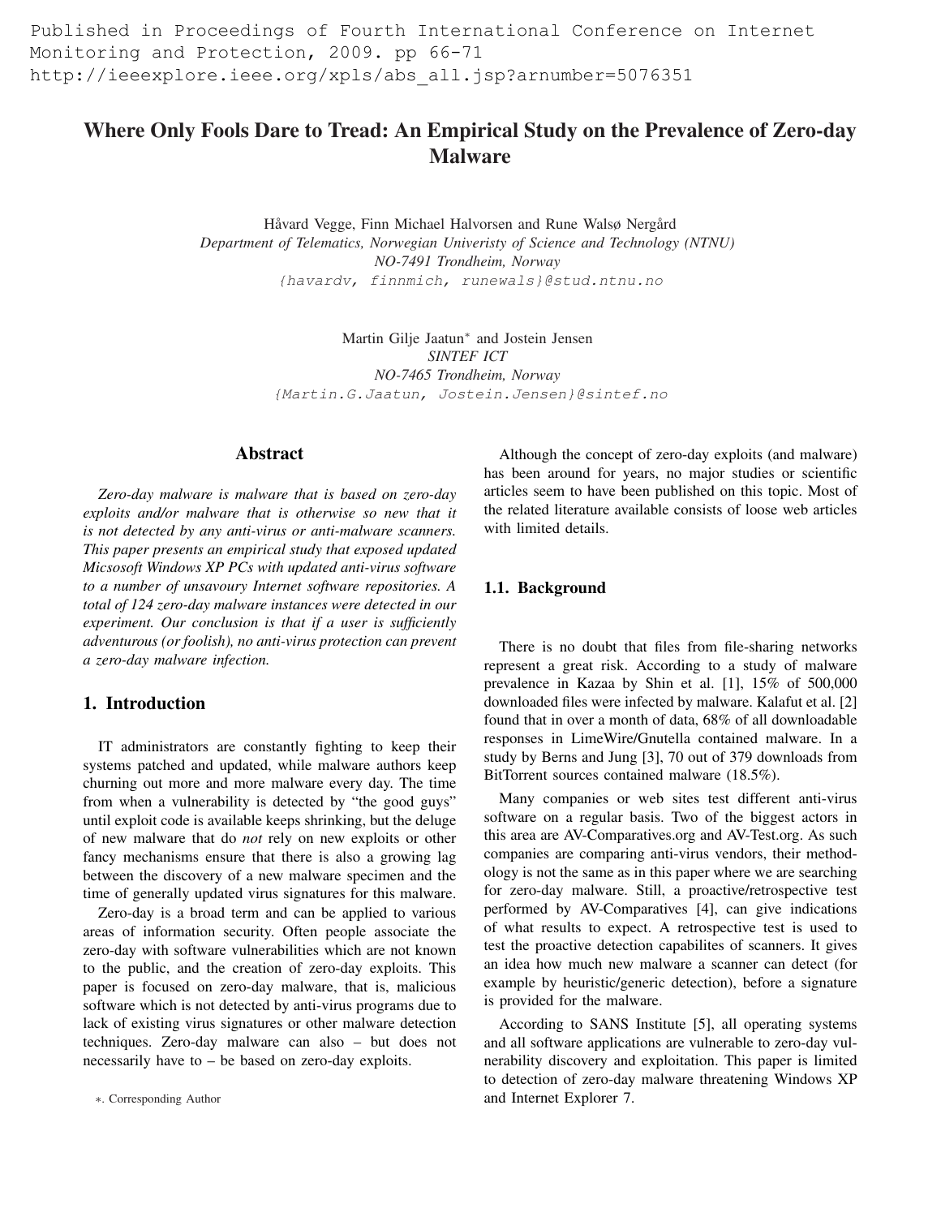Published in Proceedings of Fourth International Conference on Internet Monitoring and Protection, 2009. pp 66-71
http://ieeexplore.ieee.org/xpls/abs_all.jsp?arnumber=5076351

# Where Only Fools Dare to Tread: An Empirical Study on the Prevalence of Zero-day Malware

Håvard Vegge, Finn Michael Halvorsen and Rune Walsø Nergård
*Department of Telematics, Norwegian Univeristy of Science and Technology (NTNU)*
*NO-7491 Trondheim, Norway*
{havardv, finnmich, runewals}@stud.ntnu.no

Martin Gilje Jaatun* and Jostein Jensen
*SINTEF ICT*
*NO-7465 Trondheim, Norway*
{Martin.G.Jaatun, Jostein.Jensen}@sintef.no

## Abstract

*Zero-day malware is malware that is based on zero-day exploits and/or malware that is otherwise so new that it is not detected by any anti-virus or anti-malware scanners. This paper presents an empirical study that exposed updated Micsosoft Windows XP PCs with updated anti-virus software to a number of unsavoury Internet software repositories. A total of 124 zero-day malware instances were detected in our experiment. Our conclusion is that if a user is sufficiently adventurous (or foolish), no anti-virus protection can prevent a zero-day malware infection.*

## 1. Introduction

IT administrators are constantly fighting to keep their systems patched and updated, while malware authors keep churning out more and more malware every day. The time from when a vulnerability is detected by "the good guys" until exploit code is available keeps shrinking, but the deluge of new malware that do *not* rely on new exploits or other fancy mechanisms ensure that there is also a growing lag between the discovery of a new malware specimen and the time of generally updated virus signatures for this malware.

Zero-day is a broad term and can be applied to various areas of information security. Often people associate the zero-day with software vulnerabilities which are not known to the public, and the creation of zero-day exploits. This paper is focused on zero-day malware, that is, malicious software which is not detected by anti-virus programs due to lack of existing virus signatures or other malware detection techniques. Zero-day malware can also – but does not necessarily have to – be based on zero-day exploits.

Although the concept of zero-day exploits (and malware) has been around for years, no major studies or scientific articles seem to have been published on this topic. Most of the related literature available consists of loose web articles with limited details.

### 1.1. Background

There is no doubt that files from file-sharing networks represent a great risk. According to a study of malware prevalence in Kazaa by Shin et al. [1], 15% of 500,000 downloaded files were infected by malware. Kalafut et al. [2] found that in over a month of data, 68% of all downloadable responses in LimeWire/Gnutella contained malware. In a study by Berns and Jung [3], 70 out of 379 downloads from BitTorrent sources contained malware (18.5%).

Many companies or web sites test different anti-virus software on a regular basis. Two of the biggest actors in this area are AV-Comparatives.org and AV-Test.org. As such companies are comparing anti-virus vendors, their methodology is not the same as in this paper where we are searching for zero-day malware. Still, a proactive/retrospective test performed by AV-Comparatives [4], can give indications of what results to expect. A retrospective test is used to test the proactive detection capabilites of scanners. It gives an idea how much new malware a scanner can detect (for example by heuristic/generic detection), before a signature is provided for the malware.

According to SANS Institute [5], all operating systems and all software applications are vulnerable to zero-day vulnerability discovery and exploitation. This paper is limited to detection of zero-day malware threatening Windows XP and Internet Explorer 7.

*. Corresponding Author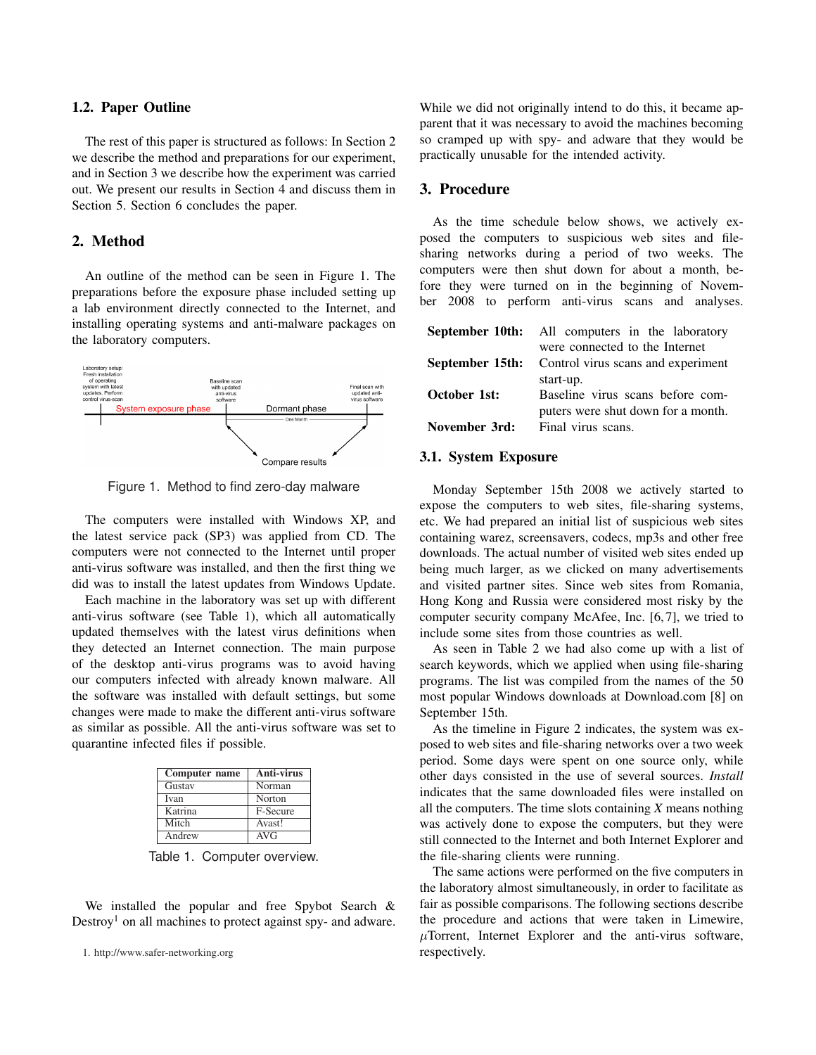## 1.2. Paper Outline

The rest of this paper is structured as follows: In Section 2 we describe the method and preparations for our experiment, and in Section 3 we describe how the experiment was carried out. We present our results in Section 4 and discuss them in Section 5. Section 6 concludes the paper.

## 2. Method

An outline of the method can be seen in Figure 1. The preparations before the exposure phase included setting up a lab environment directly connected to the Internet, and installing operating systems and anti-malware packages on the laboratory computers.

Figure 1. Method to find zero-day malware

The computers were installed with Windows XP, and the latest service pack (SP3) was applied from CD. The computers were not connected to the Internet until proper anti-virus software was installed, and then the first thing we did was to install the latest updates from Windows Update.

Each machine in the laboratory was set up with different anti-virus software (see Table 1), which all automatically updated themselves with the latest virus definitions when they detected an Internet connection. The main purpose of the desktop anti-virus programs was to avoid having our computers infected with already known malware. All the software was installed with default settings, but some changes were made to make the different anti-virus software as similar as possible. All the anti-virus software was set to quarantine infected files if possible.

| Computer name | Anti-virus |
|---|---|
| Gustav | Norman |
| Ivan | Norton |
| Katrina | F-Secure |
| Mitch | Avast! |
| Andrew | AVG |

Table 1. Computer overview.

We installed the popular and free Spybot Search & Destroy[1] on all machines to protect against spy- and adware. While we did not originally intend to do this, it became apparent that it was necessary to avoid the machines becoming so cramped up with spy- and adware that they would be practically unusable for the intended activity.

1. http://www.safer-networking.org

## 3. Procedure

As the time schedule below shows, we actively exposed the computers to suspicious web sites and file-sharing networks during a period of two weeks. The computers were then shut down for about a month, before they were turned on in the beginning of November 2008 to perform anti-virus scans and analyses.

**September 10th:** All computers in the laboratory were connected to the Internet

**September 15th:** Control virus scans and experiment start-up.

**October 1st:** Baseline virus scans before computers were shut down for a month.

**November 3rd:** Final virus scans.

### 3.1. System Exposure

Monday September 15th 2008 we actively started to expose the computers to web sites, file-sharing systems, etc. We had prepared an initial list of suspicious web sites containing warez, screensavers, codecs, mp3s and other free downloads. The actual number of visited web sites ended up being much larger, as we clicked on many advertisements and visited partner sites. Since web sites from Romania, Hong Kong and Russia were considered most risky by the computer security company McAfee, Inc. [6, 7], we tried to include some sites from those countries as well.

As seen in Table 2 we had also come up with a list of search keywords, which we applied when using file-sharing programs. The list was compiled from the names of the 50 most popular Windows downloads at Download.com [8] on September 15th.

As the timeline in Figure 2 indicates, the system was exposed to web sites and file-sharing networks over a two week period. Some days were spent on one source only, while other days consisted in the use of several sources. *Install* indicates that the same downloaded files were installed on all the computers. The time slots containing *X* means nothing was actively done to expose the computers, but they were still connected to the Internet and both Internet Explorer and the file-sharing clients were running.

The same actions were performed on the five computers in the laboratory almost simultaneously, in order to facilitate as fair as possible comparisons. The following sections describe the procedure and actions that were taken in Limewire, $\mu$Torrent, Internet Explorer and the anti-virus software, respectively.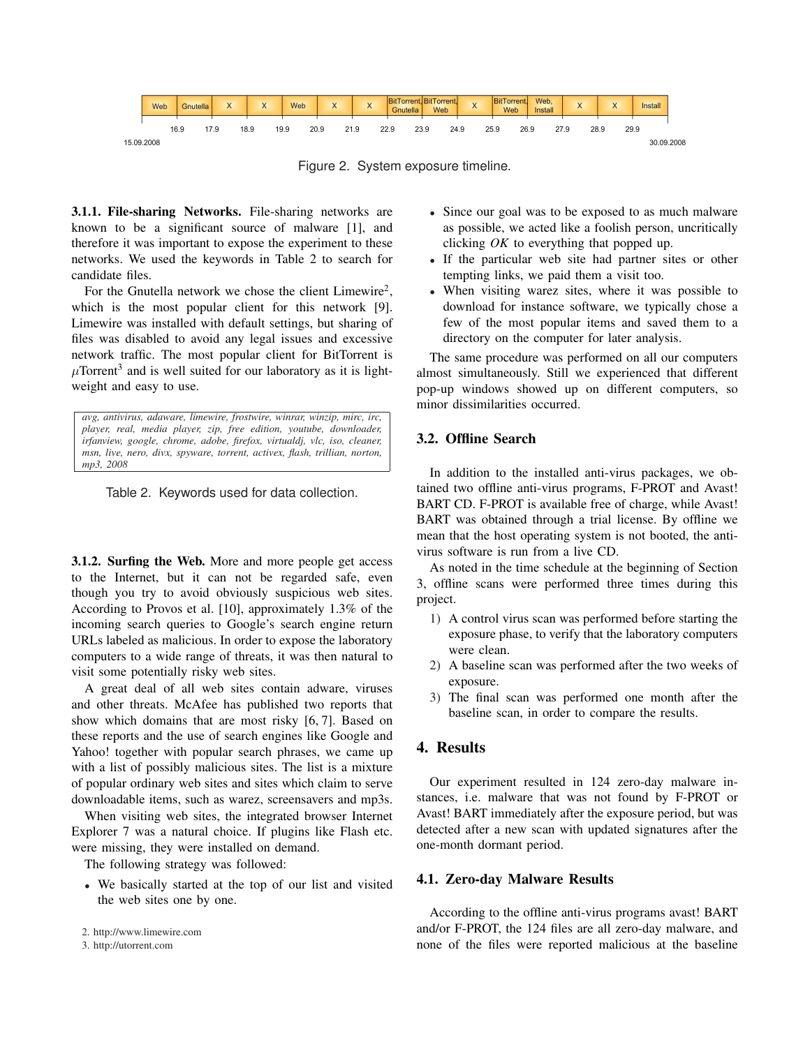| Web | Gnutella | X | X | Web | X | X | BitTorrent, Gnutella | BitTorrent, Web | X | BitTorrent, Web | Web, Install | X | X | Install |
|---|---|---|---|---|---|---|---|---|---|---|---|---|---|---|

15.09.2008 — 16.9 — 17.9 — 18.9 — 19.9 — 20.9 — 21.9 — 22.9 — 23.9 — 24.9 — 25.9 — 26.9 — 27.9 — 28.9 — 29.9 — 30.09.2008

Figure 2. System exposure timeline.

**3.1.1. File-sharing Networks.** File-sharing networks are known to be a significant source of malware [1], and therefore it was important to expose the experiment to these networks. We used the keywords in Table 2 to search for candidate files.

For the Gnutella network we chose the client Limewire[2], which is the most popular client for this network [9]. Limewire was installed with default settings, but sharing of files was disabled to avoid any legal issues and excessive network traffic. The most popular client for BitTorrent is $\mu$Torrent[3] and is well suited for our laboratory as it is lightweight and easy to use.

| *avg, antivirus, adaware, limewire, frostwire, winrar, winzip, mirc, irc, player, real, media player, zip, free edition, youtube, downloader, irfanview, google, chrome, adobe, firefox, virtualdj, vlc, iso, cleaner, msn, live, nero, divx, spyware, torrent, activex, flash, trillian, norton, mp3, 2008* |
|---|

Table 2. Keywords used for data collection.

**3.1.2. Surfing the Web.** More and more people get access to the Internet, but it can not be regarded safe, even though you try to avoid obviously suspicious web sites. According to Provos et al. [10], approximately 1.3% of the incoming search queries to Google's search engine return URLs labeled as malicious. In order to expose the laboratory computers to a wide range of threats, it was then natural to visit some potentially risky web sites.

A great deal of all web sites contain adware, viruses and other threats. McAfee has published two reports that show which domains that are most risky [6, 7]. Based on these reports and the use of search engines like Google and Yahoo! together with popular search phrases, we came up with a list of possibly malicious sites. The list is a mixture of popular ordinary web sites and sites which claim to serve downloadable items, such as warez, screensavers and mp3s.

When visiting web sites, the integrated browser Internet Explorer 7 was a natural choice. If plugins like Flash etc. were missing, they were installed on demand.

The following strategy was followed:

- We basically started at the top of our list and visited the web sites one by one.
- Since our goal was to be exposed to as much malware as possible, we acted like a foolish person, uncritically clicking *OK* to everything that popped up.
- If the particular web site had partner sites or other tempting links, we paid them a visit too.
- When visiting warez sites, where it was possible to download for instance software, we typically chose a few of the most popular items and saved them to a directory on the computer for later analysis.

The same procedure was performed on all our computers almost simultaneously. Still we experienced that different pop-up windows showed up on different computers, so minor dissimilarities occurred.

2. http://www.limewire.com
3. http://utorrent.com

## 3.2. Offline Search

In addition to the installed anti-virus packages, we obtained two offline anti-virus programs, F-PROT and Avast! BART CD. F-PROT is available free of charge, while Avast! BART was obtained through a trial license. By offline we mean that the host operating system is not booted, the anti-virus software is run from a live CD.

As noted in the time schedule at the beginning of Section 3, offline scans were performed three times during this project.

1) A control virus scan was performed before starting the exposure phase, to verify that the laboratory computers were clean.
2) A baseline scan was performed after the two weeks of exposure.
3) The final scan was performed one month after the baseline scan, in order to compare the results.

# 4. Results

Our experiment resulted in 124 zero-day malware instances, i.e. malware that was not found by F-PROT or Avast! BART immediately after the exposure period, but was detected after a new scan with updated signatures after the one-month dormant period.

## 4.1. Zero-day Malware Results

According to the offline anti-virus programs avast! BART and/or F-PROT, the 124 files are all zero-day malware, and none of the files were reported malicious at the baseline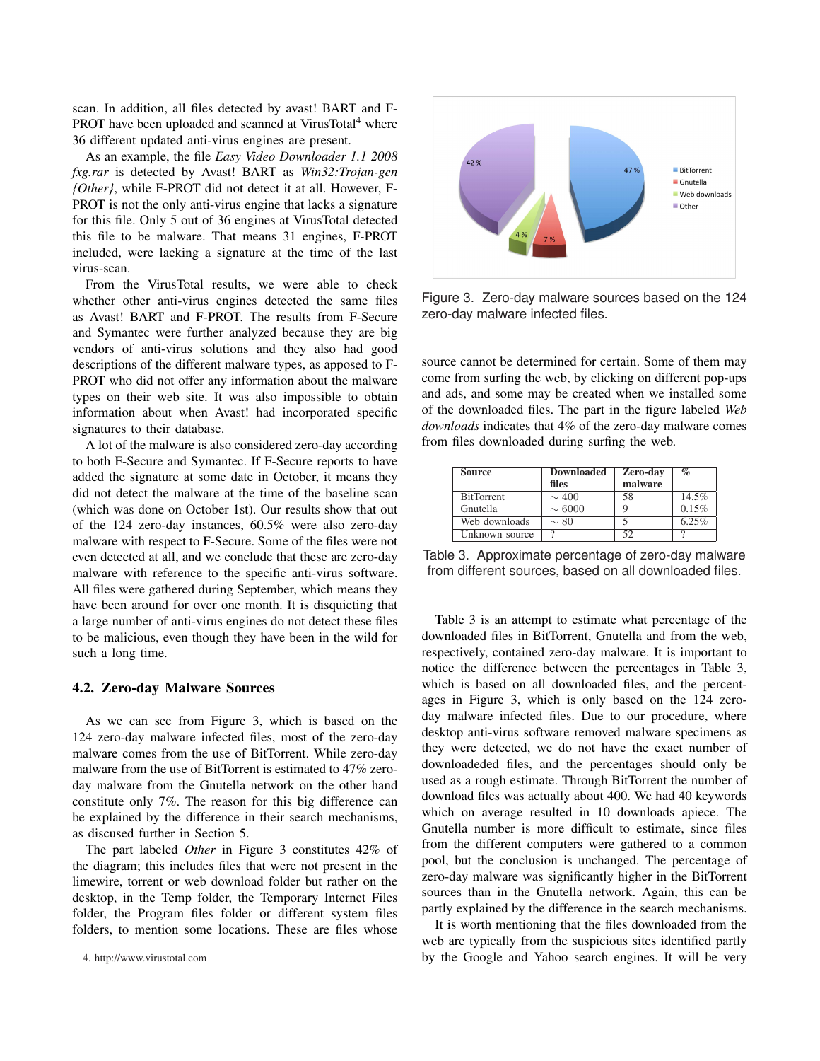scan. In addition, all files detected by avast! BART and F-PROT have been uploaded and scanned at VirusTotal[4] where 36 different updated anti-virus engines are present.

As an example, the file *Easy Video Downloader 1.1 2008 fxg.rar* is detected by Avast! BART as *Win32:Trojan-gen {Other}*, while F-PROT did not detect it at all. However, F-PROT is not the only anti-virus engine that lacks a signature for this file. Only 5 out of 36 engines at VirusTotal detected this file to be malware. That means 31 engines, F-PROT included, were lacking a signature at the time of the last virus-scan.

From the VirusTotal results, we were able to check whether other anti-virus engines detected the same files as Avast! BART and F-PROT. The results from F-Secure and Symantec were further analyzed because they are big vendors of anti-virus solutions and they also had good descriptions of the different malware types, as apposed to F-PROT who did not offer any information about the malware types on their web site. It was also impossible to obtain information about when Avast! had incorporated specific signatures to their database.

A lot of the malware is also considered zero-day according to both F-Secure and Symantec. If F-Secure reports to have added the signature at some date in October, it means they did not detect the malware at the time of the baseline scan (which was done on October 1st). Our results show that out of the 124 zero-day instances, 60.5% were also zero-day malware with respect to F-Secure. Some of the files were not even detected at all, and we conclude that these are zero-day malware with reference to the specific anti-virus software. All files were gathered during September, which means they have been around for over one month. It is disquieting that a large number of anti-virus engines do not detect these files to be malicious, even though they have been in the wild for such a long time.

### 4.2. Zero-day Malware Sources

As we can see from Figure 3, which is based on the 124 zero-day malware infected files, most of the zero-day malware comes from the use of BitTorrent. While zero-day malware from the use of BitTorrent is estimated to 47% zero-day malware from the Gnutella network on the other hand constitute only 7%. The reason for this big difference can be explained by the difference in their search mechanisms, as discussed further in Section 5.

The part labeled *Other* in Figure 3 constitutes 42% of the diagram; this includes files that were not present in the limewire, torrent or web download folder but rather on the desktop, in the Temp folder, the Temporary Internet Files folder, the Program files folder or different system files folders, to mention some locations. These are files whose source cannot be determined for certain. Some of them may come from surfing the web, by clicking on different pop-ups and ads, and some may be created when we installed some of the downloaded files. The part in the figure labeled *Web downloads* indicates that 4% of the zero-day malware comes from files downloaded during surfing the web.

Figure 3. Zero-day malware sources based on the 124 zero-day malware infected files.

| Source | Downloaded files | Zero-day malware | % |
|---|---|---|---|
| BitTorrent | $\sim 400$ | 58 | 14.5% |
| Gnutella | $\sim 6000$ | 9 | 0.15% |
| Web downloads | $\sim 80$ | 5 | 6.25% |
| Unknown source | ? | 52 | ? |

Table 3. Approximate percentage of zero-day malware from different sources, based on all downloaded files.

Table 3 is an attempt to estimate what percentage of the downloaded files in BitTorrent, Gnutella and from the web, respectively, contained zero-day malware. It is important to notice the difference between the percentages in Table 3, which is based on all downloaded files, and the percentages in Figure 3, which is only based on the 124 zero-day malware infected files. Due to our procedure, where desktop anti-virus software removed malware specimens as they were detected, we do not have the exact number of downloadeded files, and the percentages should only be used as a rough estimate. Through BitTorrent the number of download files was actually about 400. We had 40 keywords which on average resulted in 10 downloads apiece. The Gnutella number is more difficult to estimate, since files from the different computers were gathered to a common pool, but the conclusion is unchanged. The percentage of zero-day malware was significantly higher in the BitTorrent sources than in the Gnutella network. Again, this can be partly explained by the difference in the search mechanisms.

It is worth mentioning that the files downloaded from the web are typically from the suspicious sites identified partly by the Google and Yahoo search engines. It will be very

4. http://www.virustotal.com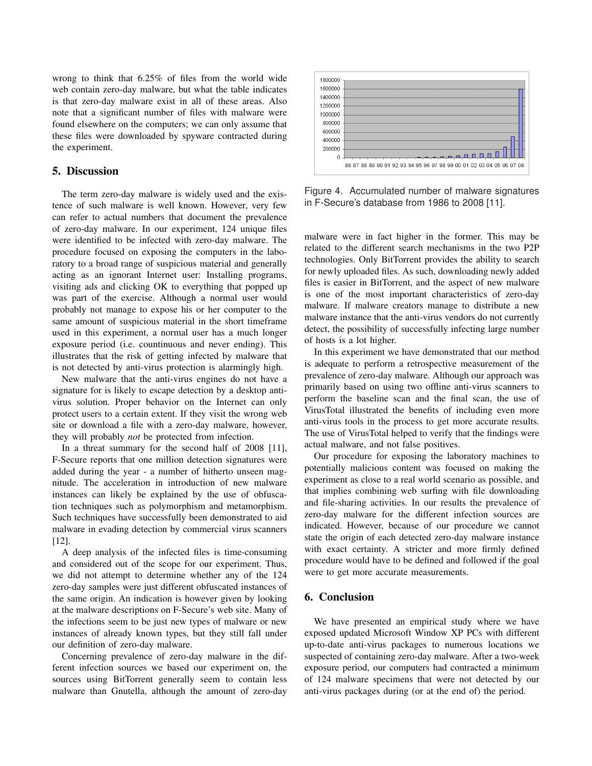wrong to think that 6.25% of files from the world wide web contain zero-day malware, but what the table indicates is that zero-day malware exist in all of these areas. Also note that a significant number of files with malware were found elsewhere on the computers; we can only assume that these files were downloaded by spyware contracted during the experiment.

## 5. Discussion

The term zero-day malware is widely used and the existence of such malware is well known. However, very few can refer to actual numbers that document the prevalence of zero-day malware. In our experiment, 124 unique files were identified to be infected with zero-day malware. The procedure focused on exposing the computers in the laboratory to a broad range of suspicious material and generally acting as an ignorant Internet user: Installing programs, visiting ads and clicking OK to everything that popped up was part of the exercise. Although a normal user would probably not manage to expose his or her computer to the same amount of suspicious material in the short timeframe used in this experiment, a normal user has a much longer exposure period (i.e. countinuous and never ending). This illustrates that the risk of getting infected by malware that is not detected by anti-virus protection is alarmingly high.

New malware that the anti-virus engines do not have a signature for is likely to escape detection by a desktop anti-virus solution. Proper behavior on the Internet can only protect users to a certain extent. If they visit the wrong web site or download a file with a zero-day malware, however, they will probably *not* be protected from infection.

In a threat summary for the second half of 2008 [11], F-Secure reports that one million detection signatures were added during the year - a number of hitherto unseen magnitude. The acceleration in introduction of new malware instances can likely be explained by the use of obfuscation techniques such as polymorphism and metamorphism. Such techniques have successfully been demonstrated to aid malware in evading detection by commercial virus scanners [12].

A deep analysis of the infected files is time-consuming and considered out of the scope for our experiment. Thus, we did not attempt to determine whether any of the 124 zero-day samples were just different obfuscated instances of the same origin. An indication is however given by looking at the malware descriptions on F-Secure's web site. Many of the infections seem to be just new types of malware or new instances of already known types, but they still fall under our definition of zero-day malware.

Concerning prevalence of zero-day malware in the different infection sources we based our experiment on, the sources using BitTorrent generally seem to contain less malware than Gnutella, although the amount of zero-day malware were in fact higher in the former. This may be related to the different search mechanisms in the two P2P technologies. Only BitTorrent provides the ability to search for newly uploaded files. As such, downloading newly added files is easier in BitTorrent, and the aspect of new malware is one of the most important characteristics of zero-day malware. If malware creators manage to distribute a new malware instance that the anti-virus vendors do not currently detect, the possibility of successfully infecting large number of hosts is a lot higher.

Figure 4. Accumulated number of malware signatures in F-Secure's database from 1986 to 2008 [11].

In this experiment we have demonstrated that our method is adequate to perform a retrospective measurement of the prevalence of zero-day malware. Although our approach was primarily based on using two offline anti-virus scanners to perform the baseline scan and the final scan, the use of VirusTotal illustrated the benefits of including even more anti-virus tools in the process to get more accurate results. The use of VirusTotal helped to verify that the findings were actual malware, and not false positives.

Our procedure for exposing the laboratory machines to potentially malicious content was focused on making the experiment as close to a real world scenario as possible, and that implies combining web surfing with file downloading and file-sharing activities. In our results the prevalence of zero-day malware for the different infection sources are indicated. However, because of our procedure we cannot state the origin of each detected zero-day malware instance with exact certainty. A stricter and more firmly defined procedure would have to be defined and followed if the goal were to get more accurate measurements.

## 6. Conclusion

We have presented an empirical study where we have exposed updated Microsoft Window XP PCs with different up-to-date anti-virus packages to numerous locations we suspected of containing zero-day malware. After a two-week exposure period, our computers had contracted a minimum of 124 malware specimens that were not detected by our anti-virus packages during (or at the end of) the period.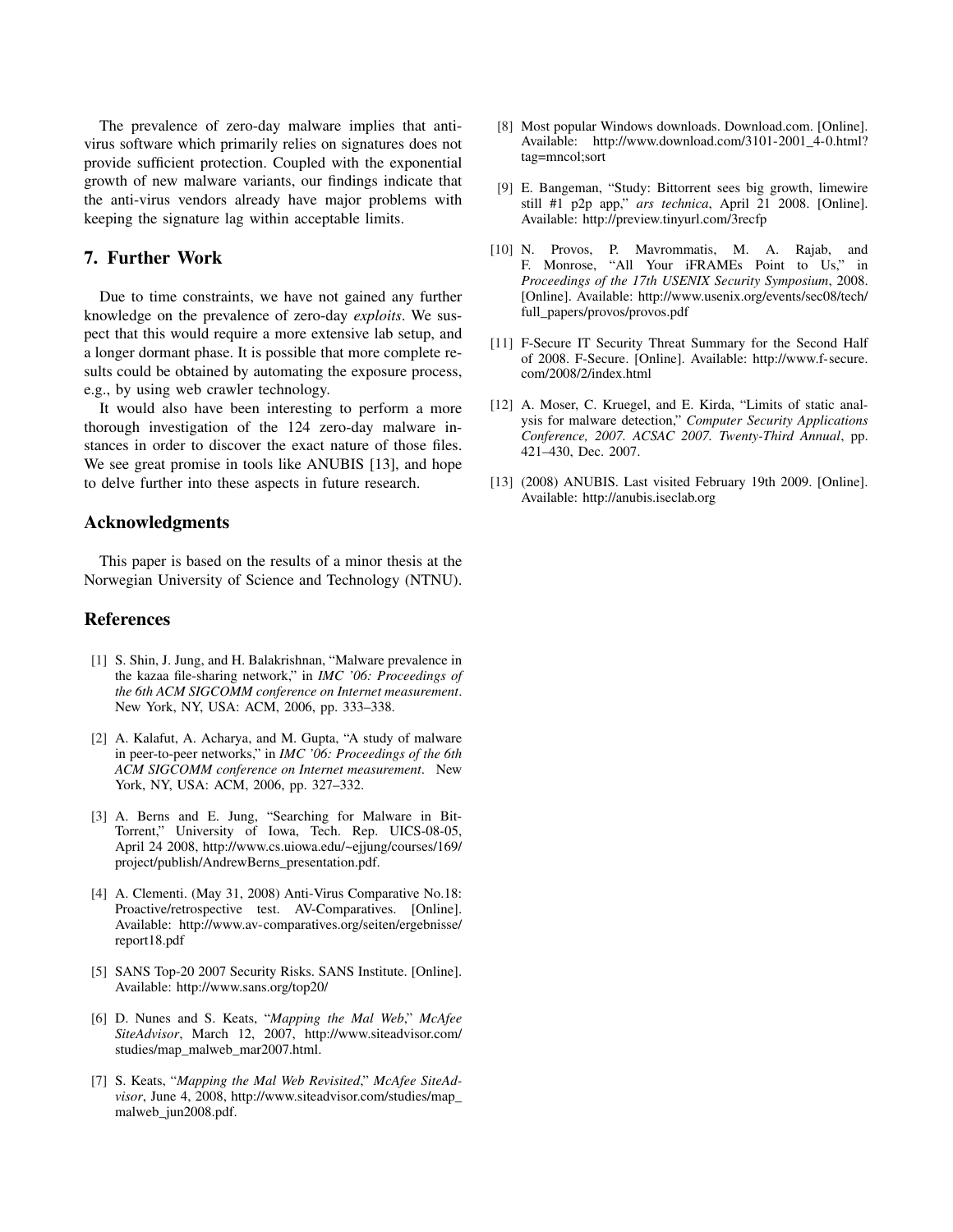The prevalence of zero-day malware implies that anti-virus software which primarily relies on signatures does not provide sufficient protection. Coupled with the exponential growth of new malware variants, our findings indicate that the anti-virus vendors already have major problems with keeping the signature lag within acceptable limits.

## 7. Further Work

Due to time constraints, we have not gained any further knowledge on the prevalence of zero-day *exploits*. We suspect that this would require a more extensive lab setup, and a longer dormant phase. It is possible that more complete results could be obtained by automating the exposure process, e.g., by using web crawler technology.

It would also have been interesting to perform a more thorough investigation of the 124 zero-day malware instances in order to discover the exact nature of those files. We see great promise in tools like ANUBIS [13], and hope to delve further into these aspects in future research.

## Acknowledgments

This paper is based on the results of a minor thesis at the Norwegian University of Science and Technology (NTNU).

## References

[1] S. Shin, J. Jung, and H. Balakrishnan, "Malware prevalence in the kazaa file-sharing network," in *IMC '06: Proceedings of the 6th ACM SIGCOMM conference on Internet measurement*. New York, NY, USA: ACM, 2006, pp. 333–338.

[2] A. Kalafut, A. Acharya, and M. Gupta, "A study of malware in peer-to-peer networks," in *IMC '06: Proceedings of the 6th ACM SIGCOMM conference on Internet measurement*. New York, NY, USA: ACM, 2006, pp. 327–332.

[3] A. Berns and E. Jung, "Searching for Malware in BitTorrent," University of Iowa, Tech. Rep. UICS-08-05, April 24 2008, http://www.cs.uiowa.edu/~ejjung/courses/169/project/publish/AndrewBerns_presentation.pdf.

[4] A. Clementi. (May 31, 2008) Anti-Virus Comparative No.18: Proactive/retrospective test. AV-Comparatives. [Online]. Available: http://www.av-comparatives.org/seiten/ergebnisse/report18.pdf

[5] SANS Top-20 2007 Security Risks. SANS Institute. [Online]. Available: http://www.sans.org/top20/

[6] D. Nunes and S. Keats, "*Mapping the Mal Web*," *McAfee SiteAdvisor*, March 12, 2007, http://www.siteadvisor.com/studies/map_malweb_mar2007.html.

[7] S. Keats, "*Mapping the Mal Web Revisited*," *McAfee SiteAdvisor*, June 4, 2008, http://www.siteadvisor.com/studies/map_malweb_jun2008.pdf.

[8] Most popular Windows downloads. Download.com. [Online]. Available: http://www.download.com/3101-2001_4-0.html?tag=mncol;sort

[9] E. Bangeman, "Study: Bittorrent sees big growth, limewire still #1 p2p app," *ars technica*, April 21 2008. [Online]. Available: http://preview.tinyurl.com/3recfp

[10] N. Provos, P. Mavrommatis, M. A. Rajab, and F. Monrose, "All Your iFRAMEs Point to Us," in *Proceedings of the 17th USENIX Security Symposium*, 2008. [Online]. Available: http://www.usenix.org/events/sec08/tech/full_papers/provos/provos.pdf

[11] F-Secure IT Security Threat Summary for the Second Half of 2008. F-Secure. [Online]. Available: http://www.f-secure.com/2008/2/index.html

[12] A. Moser, C. Kruegel, and E. Kirda, "Limits of static analysis for malware detection," *Computer Security Applications Conference, 2007. ACSAC 2007. Twenty-Third Annual*, pp. 421–430, Dec. 2007.

[13] (2008) ANUBIS. Last visited February 19th 2009. [Online]. Available: http://anubis.iseclab.org